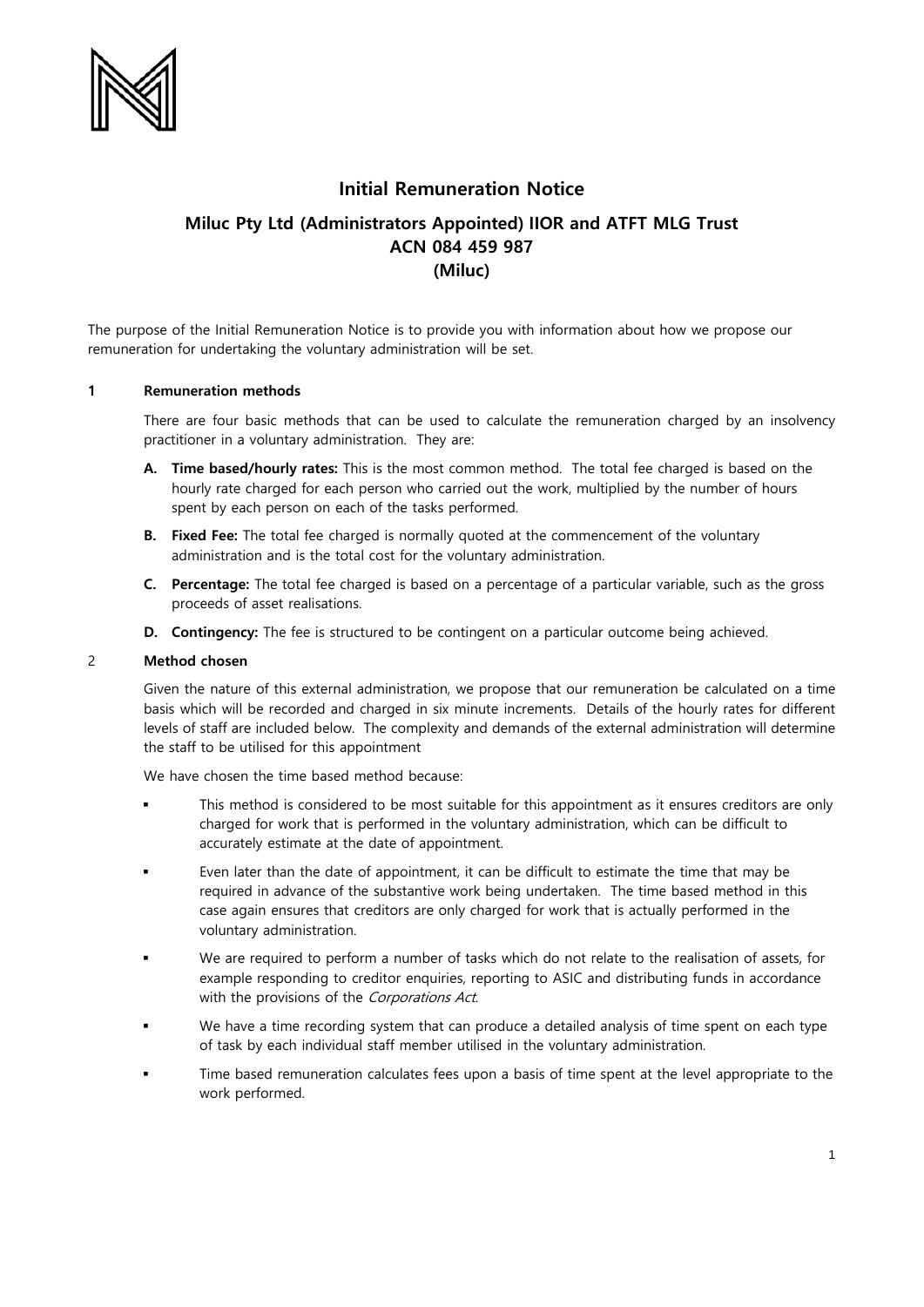# Initial Remuneration Notice

## Miluc Pty Ltd (Administrators Appointed) IIOR and ATFT MLG Trust
## ACN 084 459 987
## (Miluc)

The purpose of the Initial Remuneration Notice is to provide you with information about how we propose our remuneration for undertaking the voluntary administration will be set.

### 1 Remuneration methods

There are four basic methods that can be used to calculate the remuneration charged by an insolvency practitioner in a voluntary administration. They are:

**A. Time based/hourly rates:** This is the most common method. The total fee charged is based on the hourly rate charged for each person who carried out the work, multiplied by the number of hours spent by each person on each of the tasks performed.

**B. Fixed Fee:** The total fee charged is normally quoted at the commencement of the voluntary administration and is the total cost for the voluntary administration.

**C. Percentage:** The total fee charged is based on a percentage of a particular variable, such as the gross proceeds of asset realisations.

**D. Contingency:** The fee is structured to be contingent on a particular outcome being achieved.

### 2 Method chosen

Given the nature of this external administration, we propose that our remuneration be calculated on a time basis which will be recorded and charged in six minute increments. Details of the hourly rates for different levels of staff are included below. The complexity and demands of the external administration will determine the staff to be utilised for this appointment

We have chosen the time based method because:

- This method is considered to be most suitable for this appointment as it ensures creditors are only charged for work that is performed in the voluntary administration, which can be difficult to accurately estimate at the date of appointment.
- Even later than the date of appointment, it can be difficult to estimate the time that may be required in advance of the substantive work being undertaken. The time based method in this case again ensures that creditors are only charged for work that is actually performed in the voluntary administration.
- We are required to perform a number of tasks which do not relate to the realisation of assets, for example responding to creditor enquiries, reporting to ASIC and distributing funds in accordance with the provisions of the *Corporations Act*.
- We have a time recording system that can produce a detailed analysis of time spent on each type of task by each individual staff member utilised in the voluntary administration.
- Time based remuneration calculates fees upon a basis of time spent at the level appropriate to the work performed.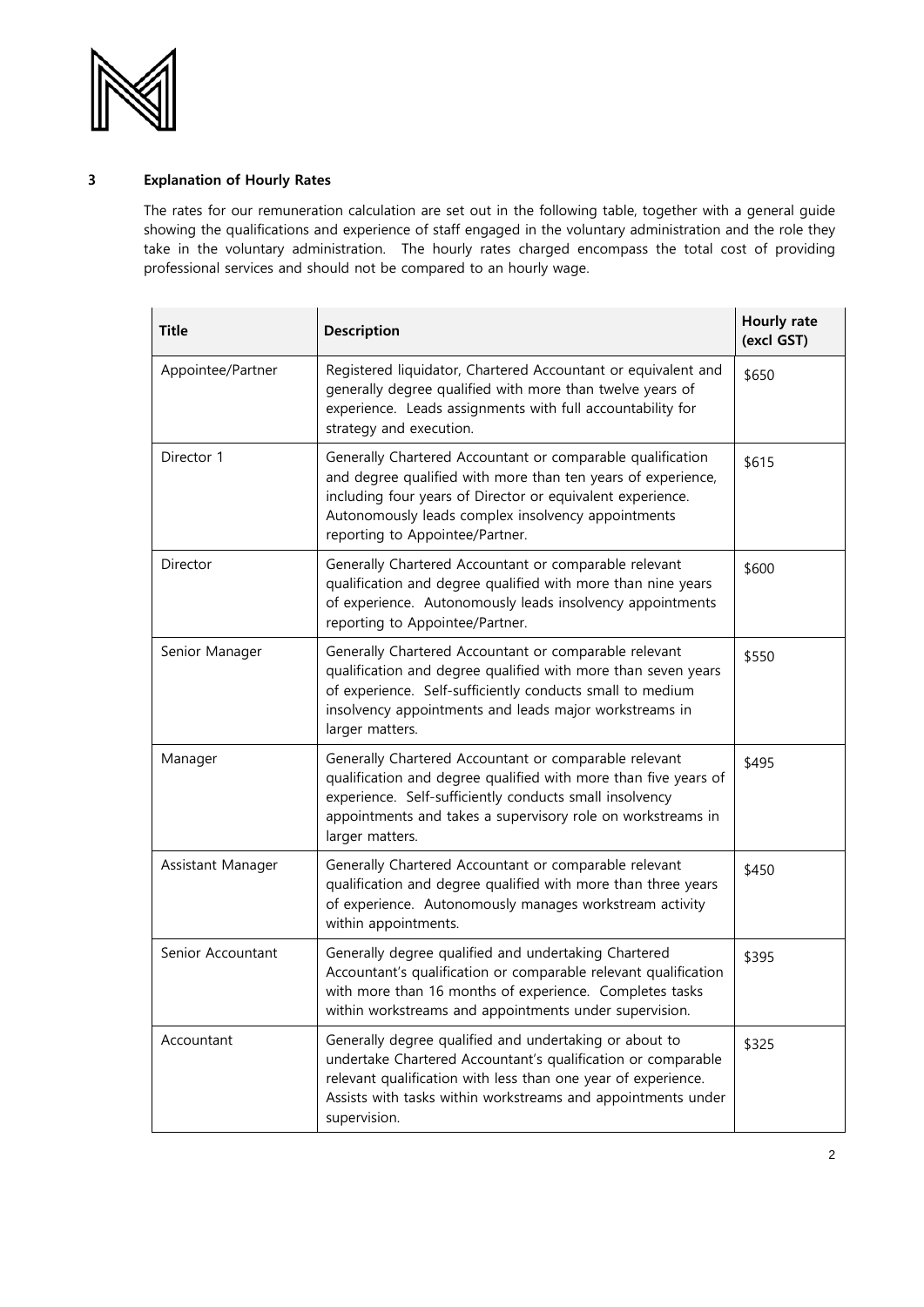## 3 Explanation of Hourly Rates

The rates for our remuneration calculation are set out in the following table, together with a general guide showing the qualifications and experience of staff engaged in the voluntary administration and the role they take in the voluntary administration. The hourly rates charged encompass the total cost of providing professional services and should not be compared to an hourly wage.

| Title | Description | Hourly rate (excl GST) |
|---|---|---|
| Appointee/Partner | Registered liquidator, Chartered Accountant or equivalent and generally degree qualified with more than twelve years of experience. Leads assignments with full accountability for strategy and execution. | \$650 |
| Director 1 | Generally Chartered Accountant or comparable qualification and degree qualified with more than ten years of experience, including four years of Director or equivalent experience. Autonomously leads complex insolvency appointments reporting to Appointee/Partner. | \$615 |
| Director | Generally Chartered Accountant or comparable relevant qualification and degree qualified with more than nine years of experience. Autonomously leads insolvency appointments reporting to Appointee/Partner. | \$600 |
| Senior Manager | Generally Chartered Accountant or comparable relevant qualification and degree qualified with more than seven years of experience. Self-sufficiently conducts small to medium insolvency appointments and leads major workstreams in larger matters. | \$550 |
| Manager | Generally Chartered Accountant or comparable relevant qualification and degree qualified with more than five years of experience. Self-sufficiently conducts small insolvency appointments and takes a supervisory role on workstreams in larger matters. | \$495 |
| Assistant Manager | Generally Chartered Accountant or comparable relevant qualification and degree qualified with more than three years of experience. Autonomously manages workstream activity within appointments. | \$450 |
| Senior Accountant | Generally degree qualified and undertaking Chartered Accountant's qualification or comparable relevant qualification with more than 16 months of experience. Completes tasks within workstreams and appointments under supervision. | \$395 |
| Accountant | Generally degree qualified and undertaking or about to undertake Chartered Accountant's qualification or comparable relevant qualification with less than one year of experience. Assists with tasks within workstreams and appointments under supervision. | \$325 |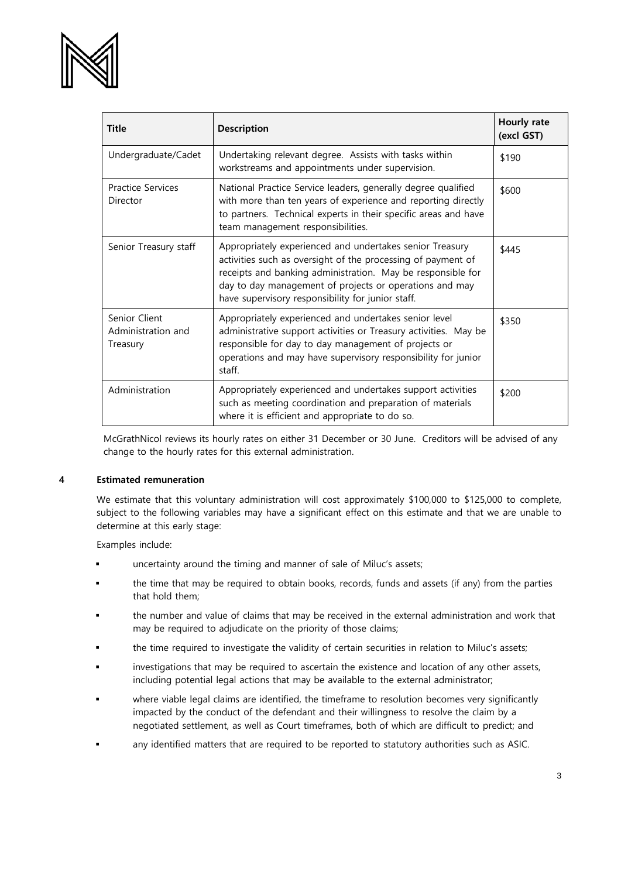| Title | Description | Hourly rate (excl GST) |
|---|---|---|
| Undergraduate/Cadet | Undertaking relevant degree. Assists with tasks within workstreams and appointments under supervision. | $190 |
| Practice Services Director | National Practice Service leaders, generally degree qualified with more than ten years of experience and reporting directly to partners. Technical experts in their specific areas and have team management responsibilities. | $600 |
| Senior Treasury staff | Appropriately experienced and undertakes senior Treasury activities such as oversight of the processing of payment of receipts and banking administration. May be responsible for day to day management of projects or operations and may have supervisory responsibility for junior staff. | $445 |
| Senior Client Administration and Treasury | Appropriately experienced and undertakes senior level administrative support activities or Treasury activities. May be responsible for day to day management of projects or operations and may have supervisory responsibility for junior staff. | $350 |
| Administration | Appropriately experienced and undertakes support activities such as meeting coordination and preparation of materials where it is efficient and appropriate to do so. | $200 |

McGrathNicol reviews its hourly rates on either 31 December or 30 June. Creditors will be advised of any change to the hourly rates for this external administration.

## 4 Estimated remuneration

We estimate that this voluntary administration will cost approximately $100,000 to $125,000 to complete, subject to the following variables may have a significant effect on this estimate and that we are unable to determine at this early stage:

Examples include:

- uncertainty around the timing and manner of sale of Miluc's assets;
- the time that may be required to obtain books, records, funds and assets (if any) from the parties that hold them;
- the number and value of claims that may be received in the external administration and work that may be required to adjudicate on the priority of those claims;
- the time required to investigate the validity of certain securities in relation to Miluc's assets;
- investigations that may be required to ascertain the existence and location of any other assets, including potential legal actions that may be available to the external administrator;
- where viable legal claims are identified, the timeframe to resolution becomes very significantly impacted by the conduct of the defendant and their willingness to resolve the claim by a negotiated settlement, as well as Court timeframes, both of which are difficult to predict; and
- any identified matters that are required to be reported to statutory authorities such as ASIC.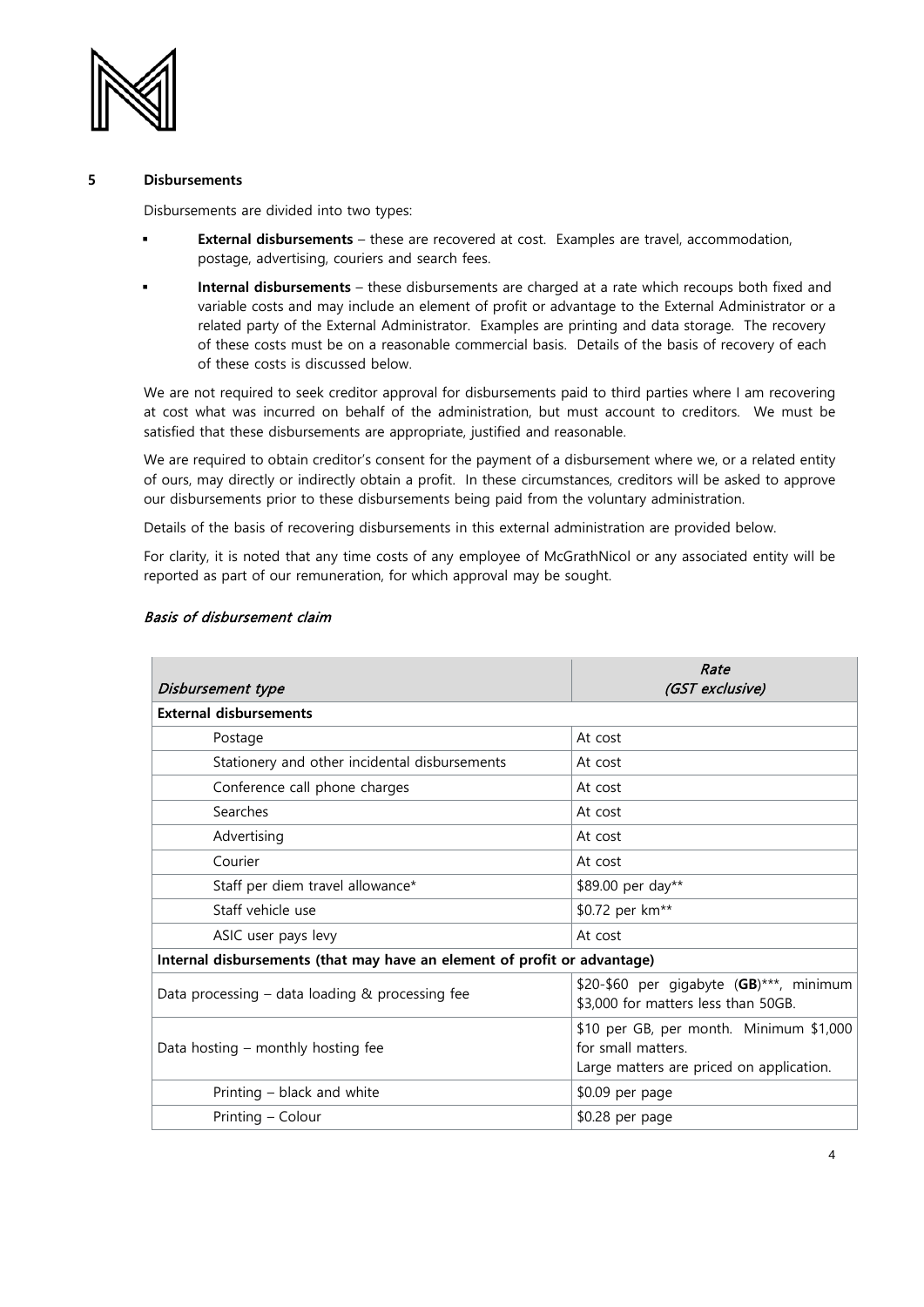## 5 Disbursements

Disbursements are divided into two types:

- **External disbursements** – these are recovered at cost. Examples are travel, accommodation, postage, advertising, couriers and search fees.
- **Internal disbursements** – these disbursements are charged at a rate which recoups both fixed and variable costs and may include an element of profit or advantage to the External Administrator or a related party of the External Administrator. Examples are printing and data storage. The recovery of these costs must be on a reasonable commercial basis. Details of the basis of recovery of each of these costs is discussed below.

We are not required to seek creditor approval for disbursements paid to third parties where I am recovering at cost what was incurred on behalf of the administration, but must account to creditors. We must be satisfied that these disbursements are appropriate, justified and reasonable.

We are required to obtain creditor's consent for the payment of a disbursement where we, or a related entity of ours, may directly or indirectly obtain a profit. In these circumstances, creditors will be asked to approve our disbursements prior to these disbursements being paid from the voluntary administration.

Details of the basis of recovering disbursements in this external administration are provided below.

For clarity, it is noted that any time costs of any employee of McGrathNicol or any associated entity will be reported as part of our remuneration, for which approval may be sought.

### *Basis of disbursement claim*

| *Disbursement type* | *Rate (GST exclusive)* |
|---|---|
| **External disbursements** | |
| Postage | At cost |
| Stationery and other incidental disbursements | At cost |
| Conference call phone charges | At cost |
| Searches | At cost |
| Advertising | At cost |
| Courier | At cost |
| Staff per diem travel allowance* | $89.00 per day** |
| Staff vehicle use | $0.72 per km** |
| ASIC user pays levy | At cost |
| **Internal disbursements (that may have an element of profit or advantage)** | |
| Data processing – data loading & processing fee | $20-$60 per gigabyte (**GB**)***, minimum $3,000 for matters less than 50GB. |
| Data hosting – monthly hosting fee | $10 per GB, per month. Minimum $1,000 for small matters. Large matters are priced on application. |
| Printing – black and white | $0.09 per page |
| Printing – Colour | $0.28 per page |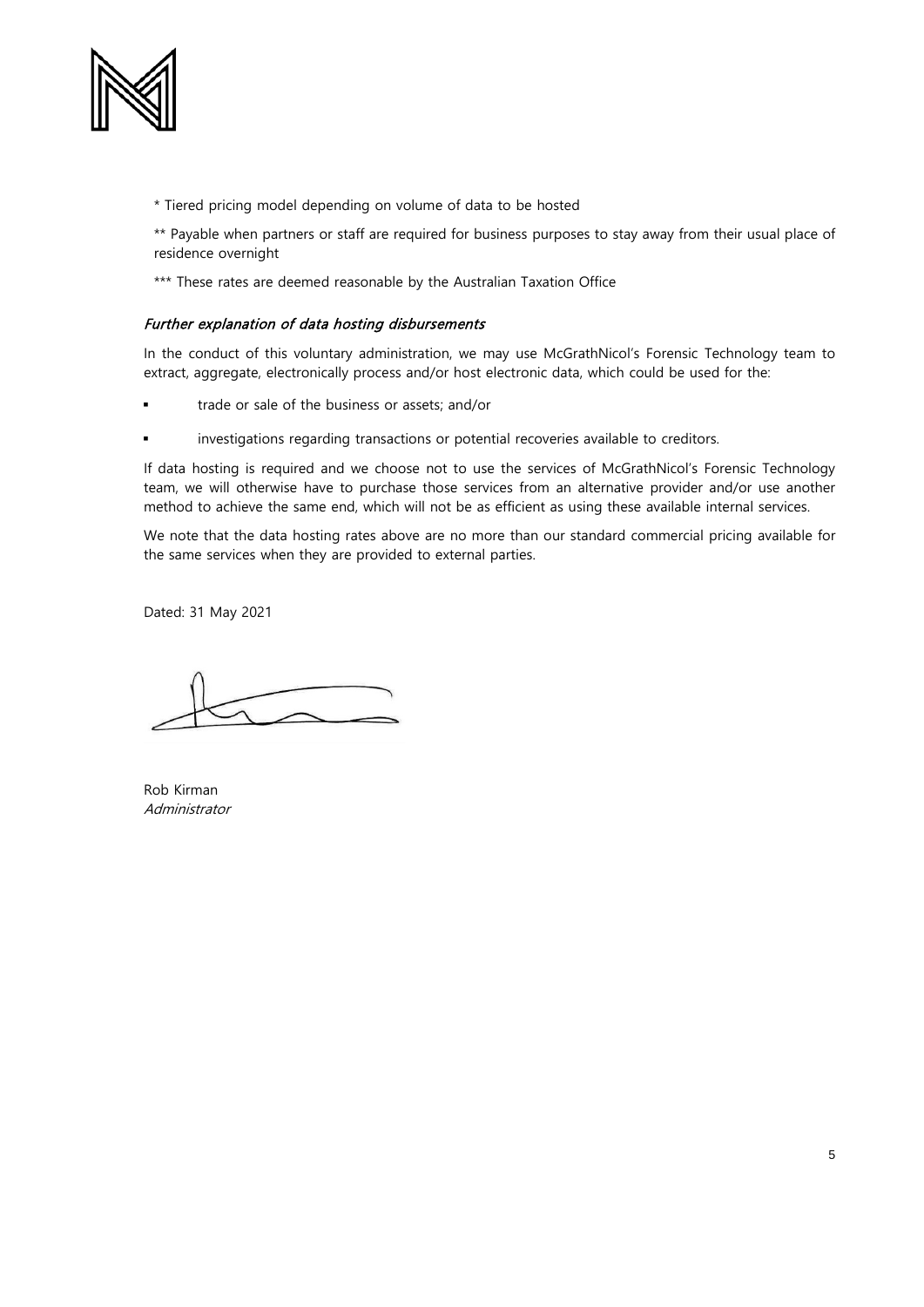* Tiered pricing model depending on volume of data to be hosted

** Payable when partners or staff are required for business purposes to stay away from their usual place of residence overnight

*** These rates are deemed reasonable by the Australian Taxation Office

*Further explanation of data hosting disbursements*

In the conduct of this voluntary administration, we may use McGrathNicol's Forensic Technology team to extract, aggregate, electronically process and/or host electronic data, which could be used for the:

- trade or sale of the business or assets; and/or
- investigations regarding transactions or potential recoveries available to creditors.

If data hosting is required and we choose not to use the services of McGrathNicol's Forensic Technology team, we will otherwise have to purchase those services from an alternative provider and/or use another method to achieve the same end, which will not be as efficient as using these available internal services.

We note that the data hosting rates above are no more than our standard commercial pricing available for the same services when they are provided to external parties.

Dated: 31 May 2021

Rob Kirman
*Administrator*